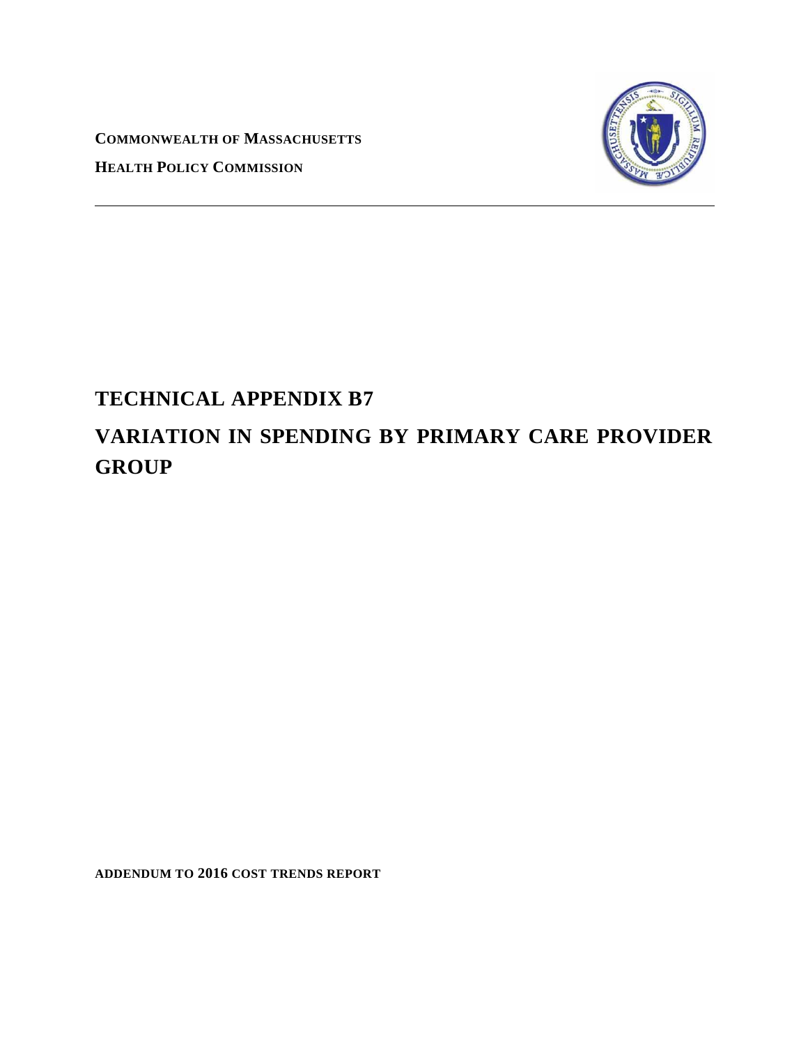**COMMONWEALTH OF MASSACHUSETTS**

**HEALTH POLICY COMMISSION**

---

# TECHNICAL APPENDIX B7

# VARIATION IN SPENDING BY PRIMARY CARE PROVIDER GROUP

**ADDENDUM TO 2016 COST TRENDS REPORT**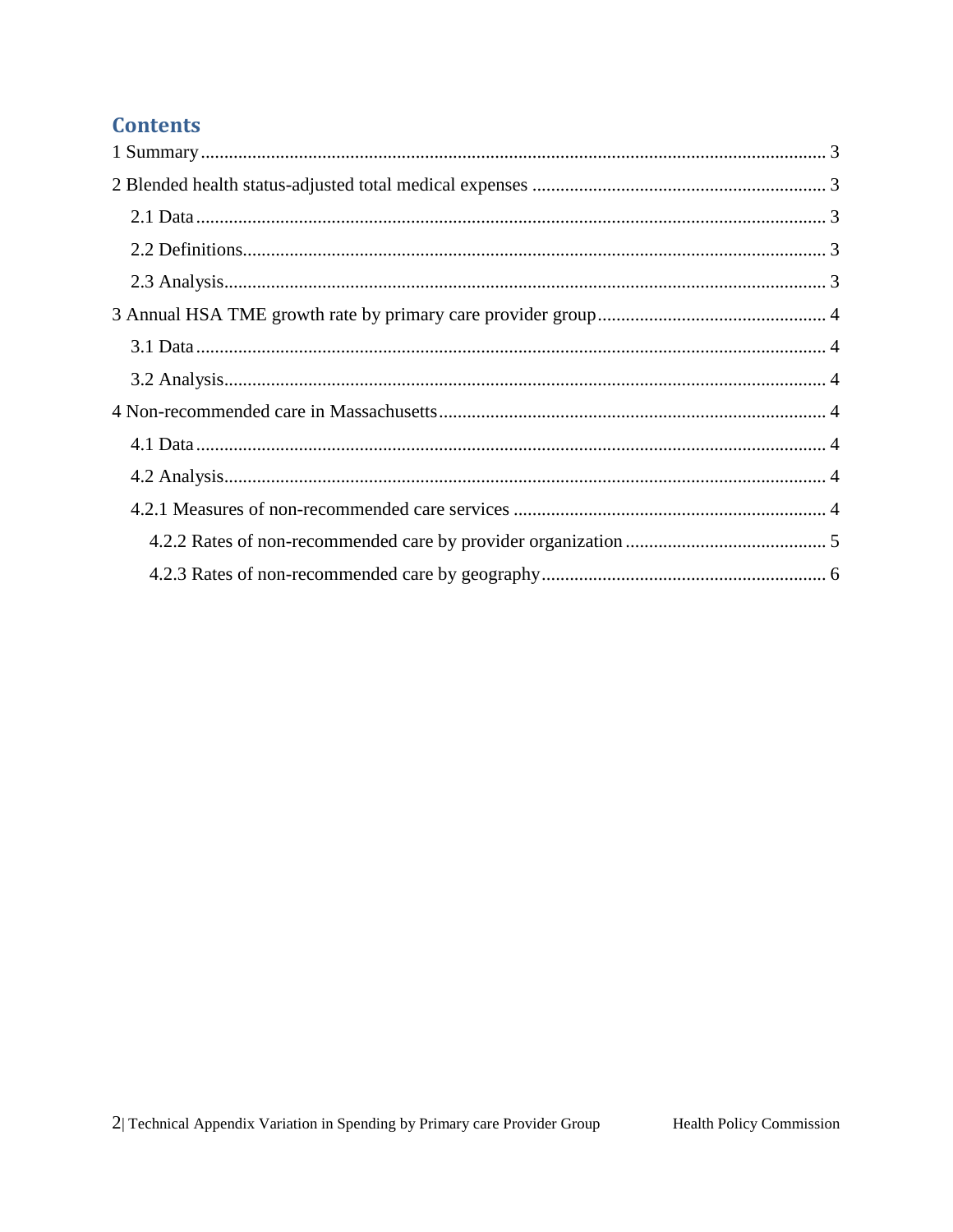## Contents

1 Summary .................................................................................................................................... 3

2 Blended health status-adjusted total medical expenses .............................................................. 3

  2.1 Data ..................................................................................................................................... 3

  2.2 Definitions ........................................................................................................................... 3

  2.3 Analysis ............................................................................................................................... 3

3 Annual HSA TME growth rate by primary care provider group ................................................ 4

  3.1 Data ..................................................................................................................................... 4

  3.2 Analysis ............................................................................................................................... 4

4 Non-recommended care in Massachusetts .................................................................................. 4

  4.1 Data ..................................................................................................................................... 4

  4.2 Analysis ............................................................................................................................... 4

  4.2.1 Measures of non-recommended care services .................................................................. 4

    4.2.2 Rates of non-recommended care by provider organization .......................................... 5

    4.2.3 Rates of non-recommended care by geography ............................................................ 6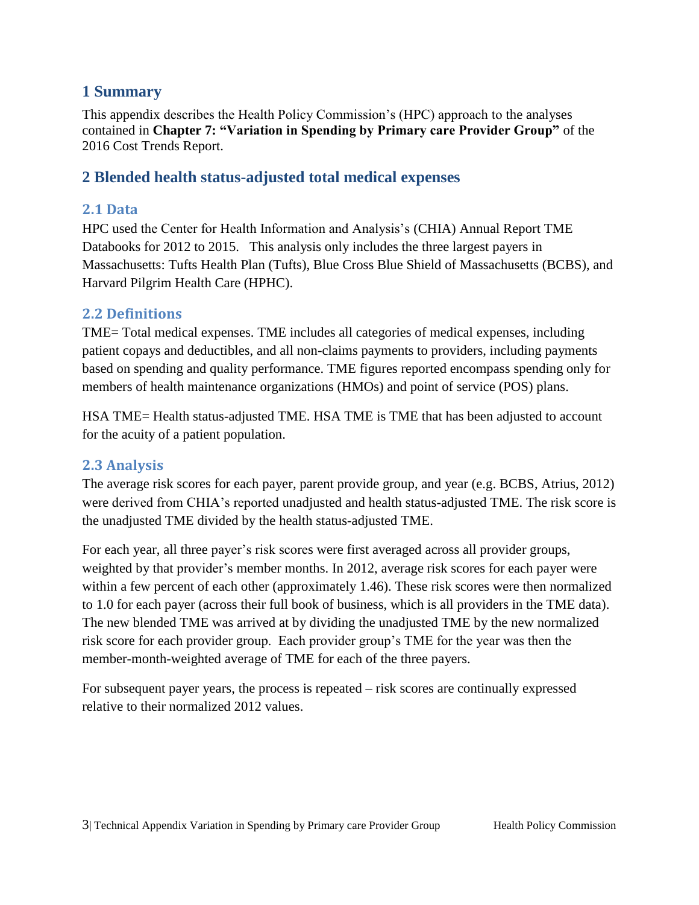## 1 Summary

This appendix describes the Health Policy Commission's (HPC) approach to the analyses contained in **Chapter 7: "Variation in Spending by Primary care Provider Group"** of the 2016 Cost Trends Report.

## 2 Blended health status-adjusted total medical expenses

### 2.1 Data

HPC used the Center for Health Information and Analysis's (CHIA) Annual Report TME Databooks for 2012 to 2015. This analysis only includes the three largest payers in Massachusetts: Tufts Health Plan (Tufts), Blue Cross Blue Shield of Massachusetts (BCBS), and Harvard Pilgrim Health Care (HPHC).

### 2.2 Definitions

TME= Total medical expenses. TME includes all categories of medical expenses, including patient copays and deductibles, and all non-claims payments to providers, including payments based on spending and quality performance. TME figures reported encompass spending only for members of health maintenance organizations (HMOs) and point of service (POS) plans.

HSA TME= Health status-adjusted TME. HSA TME is TME that has been adjusted to account for the acuity of a patient population.

### 2.3 Analysis

The average risk scores for each payer, parent provide group, and year (e.g. BCBS, Atrius, 2012) were derived from CHIA's reported unadjusted and health status-adjusted TME. The risk score is the unadjusted TME divided by the health status-adjusted TME.

For each year, all three payer's risk scores were first averaged across all provider groups, weighted by that provider's member months. In 2012, average risk scores for each payer were within a few percent of each other (approximately 1.46). These risk scores were then normalized to 1.0 for each payer (across their full book of business, which is all providers in the TME data). The new blended TME was arrived at by dividing the unadjusted TME by the new normalized risk score for each provider group. Each provider group's TME for the year was then the member-month-weighted average of TME for each of the three payers.

For subsequent payer years, the process is repeated – risk scores are continually expressed relative to their normalized 2012 values.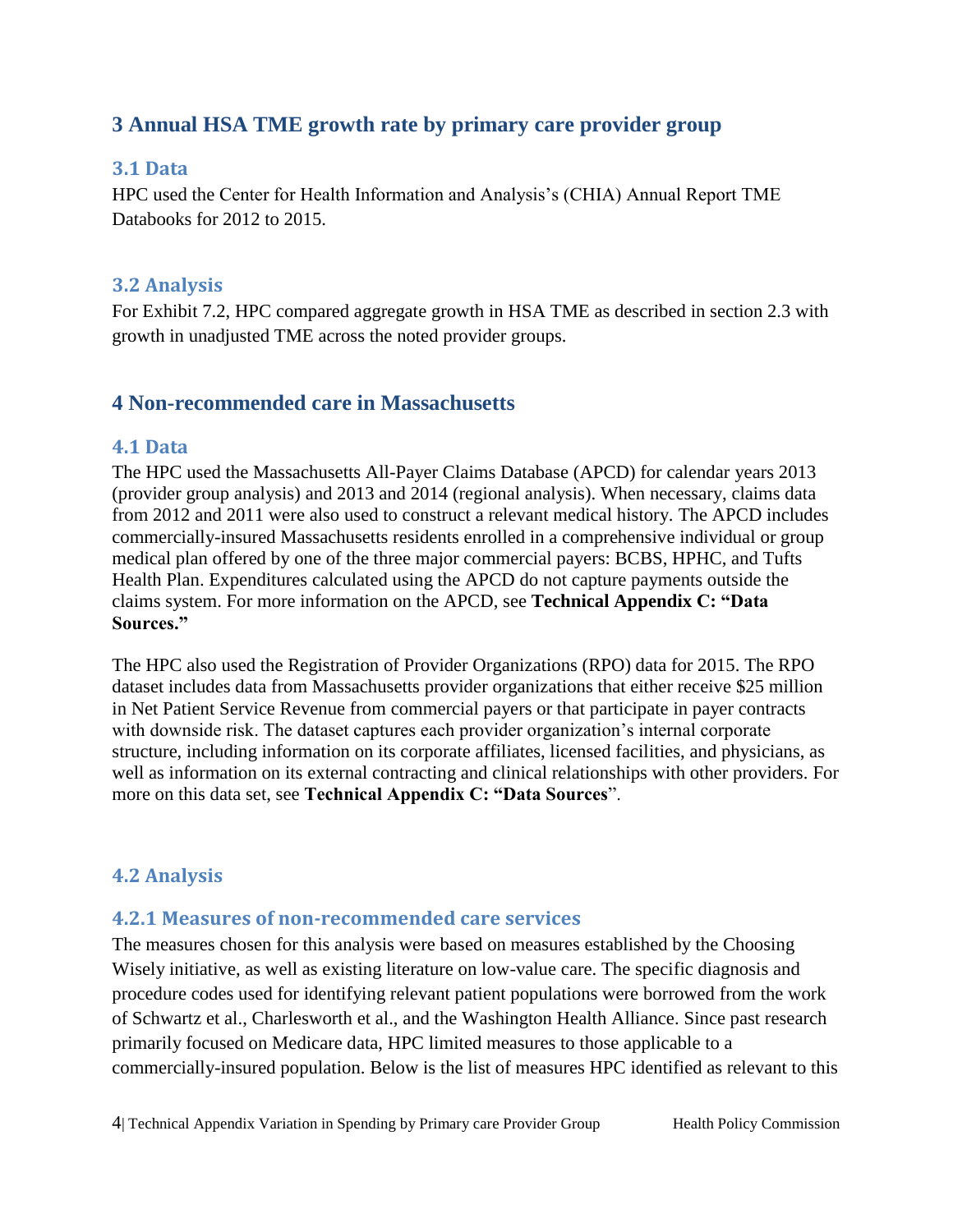## 3 Annual HSA TME growth rate by primary care provider group

### 3.1 Data

HPC used the Center for Health Information and Analysis's (CHIA) Annual Report TME Databooks for 2012 to 2015.

### 3.2 Analysis

For Exhibit 7.2, HPC compared aggregate growth in HSA TME as described in section 2.3 with growth in unadjusted TME across the noted provider groups.

## 4 Non-recommended care in Massachusetts

### 4.1 Data

The HPC used the Massachusetts All-Payer Claims Database (APCD) for calendar years 2013 (provider group analysis) and 2013 and 2014 (regional analysis). When necessary, claims data from 2012 and 2011 were also used to construct a relevant medical history. The APCD includes commercially-insured Massachusetts residents enrolled in a comprehensive individual or group medical plan offered by one of the three major commercial payers: BCBS, HPHC, and Tufts Health Plan. Expenditures calculated using the APCD do not capture payments outside the claims system. For more information on the APCD, see **Technical Appendix C: "Data Sources."**

The HPC also used the Registration of Provider Organizations (RPO) data for 2015. The RPO dataset includes data from Massachusetts provider organizations that either receive $25 million in Net Patient Service Revenue from commercial payers or that participate in payer contracts with downside risk. The dataset captures each provider organization's internal corporate structure, including information on its corporate affiliates, licensed facilities, and physicians, as well as information on its external contracting and clinical relationships with other providers. For more on this data set, see **Technical Appendix C: "Data Sources**".

### 4.2 Analysis

#### 4.2.1 Measures of non-recommended care services

The measures chosen for this analysis were based on measures established by the Choosing Wisely initiative, as well as existing literature on low-value care. The specific diagnosis and procedure codes used for identifying relevant patient populations were borrowed from the work of Schwartz et al., Charlesworth et al., and the Washington Health Alliance. Since past research primarily focused on Medicare data, HPC limited measures to those applicable to a commercially-insured population. Below is the list of measures HPC identified as relevant to this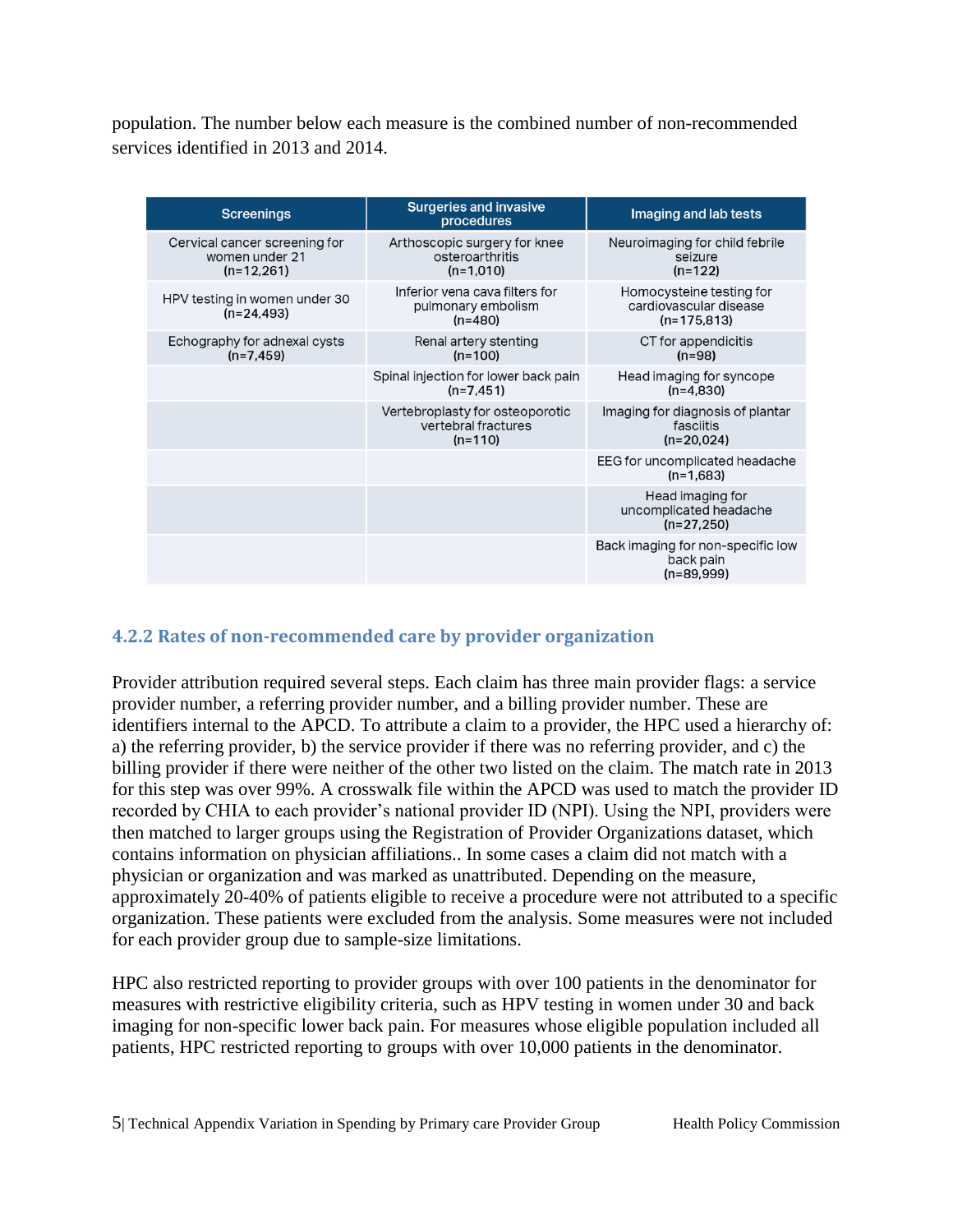population. The number below each measure is the combined number of non-recommended services identified in 2013 and 2014.

| Screenings | Surgeries and invasive procedures | Imaging and lab tests |
|---|---|---|
| Cervical cancer screening for women under 21 (n=12,261) | Arthoscopic surgery for knee osteroarthritis (n=1,010) | Neuroimaging for child febrile seizure (n=122) |
| HPV testing in women under 30 (n=24,493) | Inferior vena cava filters for pulmonary embolism (n=480) | Homocysteine testing for cardiovascular disease (n=175,813) |
| Echography for adnexal cysts (n=7,459) | Renal artery stenting (n=100) | CT for appendicitis (n=98) |
| | Spinal injection for lower back pain (n=7,451) | Head imaging for syncope (n=4,830) |
| | Vertebroplasty for osteoporotic vertebral fractures (n=110) | Imaging for diagnosis of plantar fasciitis (n=20,024) |
| | | EEG for uncomplicated headache (n=1,683) |
| | | Head imaging for uncomplicated headache (n=27,250) |
| | | Back imaging for non-specific low back pain (n=89,999) |

### 4.2.2 Rates of non-recommended care by provider organization

Provider attribution required several steps. Each claim has three main provider flags: a service provider number, a referring provider number, and a billing provider number. These are identifiers internal to the APCD. To attribute a claim to a provider, the HPC used a hierarchy of: a) the referring provider, b) the service provider if there was no referring provider, and c) the billing provider if there were neither of the other two listed on the claim. The match rate in 2013 for this step was over 99%. A crosswalk file within the APCD was used to match the provider ID recorded by CHIA to each provider's national provider ID (NPI). Using the NPI, providers were then matched to larger groups using the Registration of Provider Organizations dataset, which contains information on physician affiliations.. In some cases a claim did not match with a physician or organization and was marked as unattributed. Depending on the measure, approximately 20-40% of patients eligible to receive a procedure were not attributed to a specific organization. These patients were excluded from the analysis. Some measures were not included for each provider group due to sample-size limitations.

HPC also restricted reporting to provider groups with over 100 patients in the denominator for measures with restrictive eligibility criteria, such as HPV testing in women under 30 and back imaging for non-specific lower back pain. For measures whose eligible population included all patients, HPC restricted reporting to groups with over 10,000 patients in the denominator.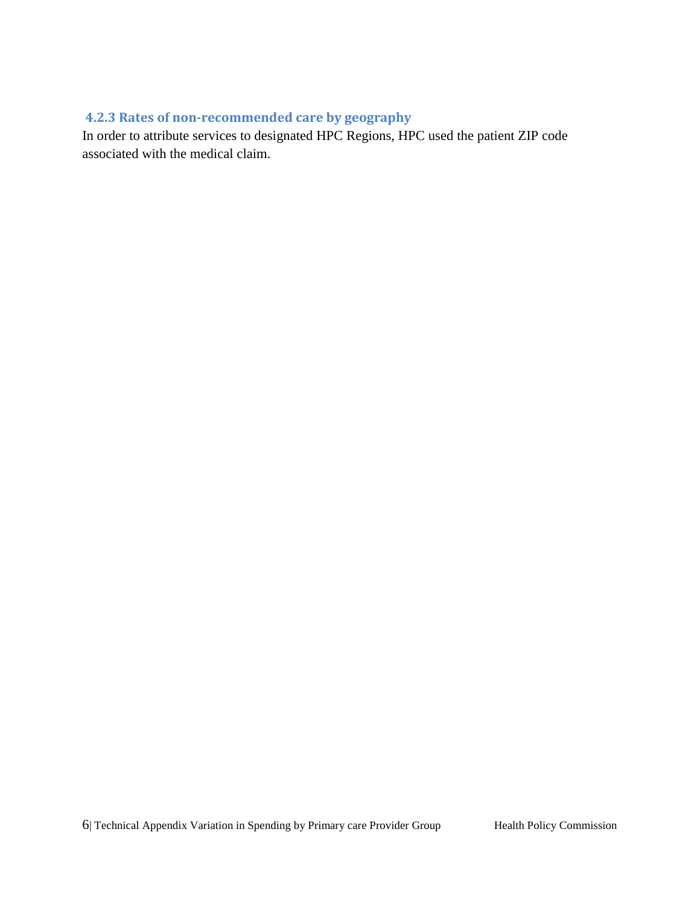### 4.2.3 Rates of non-recommended care by geography

In order to attribute services to designated HPC Regions, HPC used the patient ZIP code associated with the medical claim.